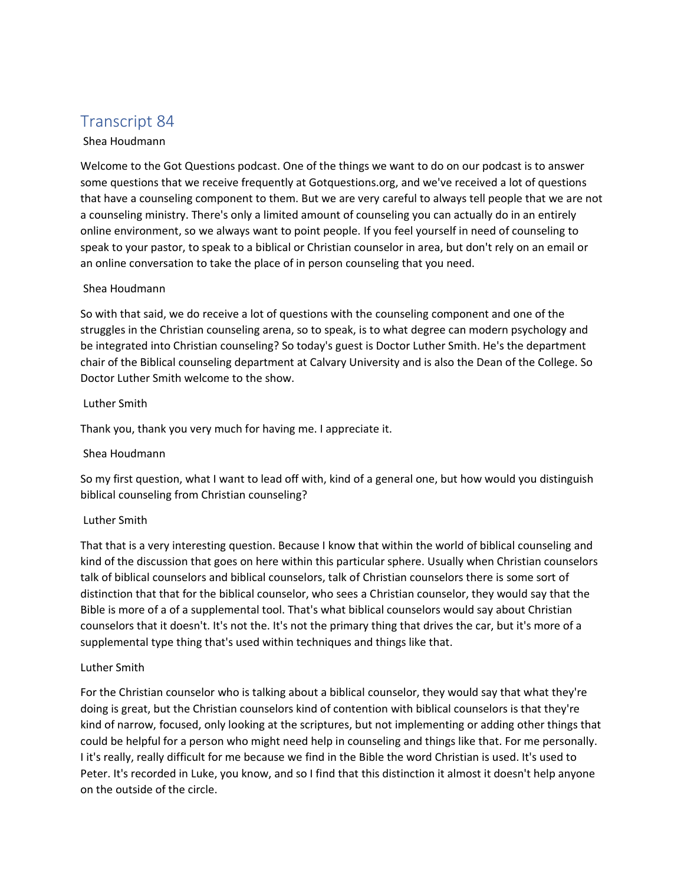# Transcript 84

Shea Houdmann

Welcome to the Got Questions podcast. One of the things we want to do on our podcast is to answer some questions that we receive frequently at Gotquestions.org, and we've received a lot of questions that have a counseling component to them. But we are very careful to always tell people that we are not a counseling ministry. There's only a limited amount of counseling you can actually do in an entirely online environment, so we always want to point people. If you feel yourself in need of counseling to speak to your pastor, to speak to a biblical or Christian counselor in area, but don't rely on an email or an online conversation to take the place of in person counseling that you need.

Shea Houdmann

So with that said, we do receive a lot of questions with the counseling component and one of the struggles in the Christian counseling arena, so to speak, is to what degree can modern psychology and be integrated into Christian counseling? So today's guest is Doctor Luther Smith. He's the department chair of the Biblical counseling department at Calvary University and is also the Dean of the College. So Doctor Luther Smith welcome to the show.

Luther Smith

Thank you, thank you very much for having me. I appreciate it.

Shea Houdmann

So my first question, what I want to lead off with, kind of a general one, but how would you distinguish biblical counseling from Christian counseling?

Luther Smith

That that is a very interesting question. Because I know that within the world of biblical counseling and kind of the discussion that goes on here within this particular sphere. Usually when Christian counselors talk of biblical counselors and biblical counselors, talk of Christian counselors there is some sort of distinction that that for the biblical counselor, who sees a Christian counselor, they would say that the Bible is more of a of a supplemental tool. That's what biblical counselors would say about Christian counselors that it doesn't. It's not the. It's not the primary thing that drives the car, but it's more of a supplemental type thing that's used within techniques and things like that.

Luther Smith

For the Christian counselor who is talking about a biblical counselor, they would say that what they're doing is great, but the Christian counselors kind of contention with biblical counselors is that they're kind of narrow, focused, only looking at the scriptures, but not implementing or adding other things that could be helpful for a person who might need help in counseling and things like that. For me personally. I it's really, really difficult for me because we find in the Bible the word Christian is used. It's used to Peter. It's recorded in Luke, you know, and so I find that this distinction it almost it doesn't help anyone on the outside of the circle.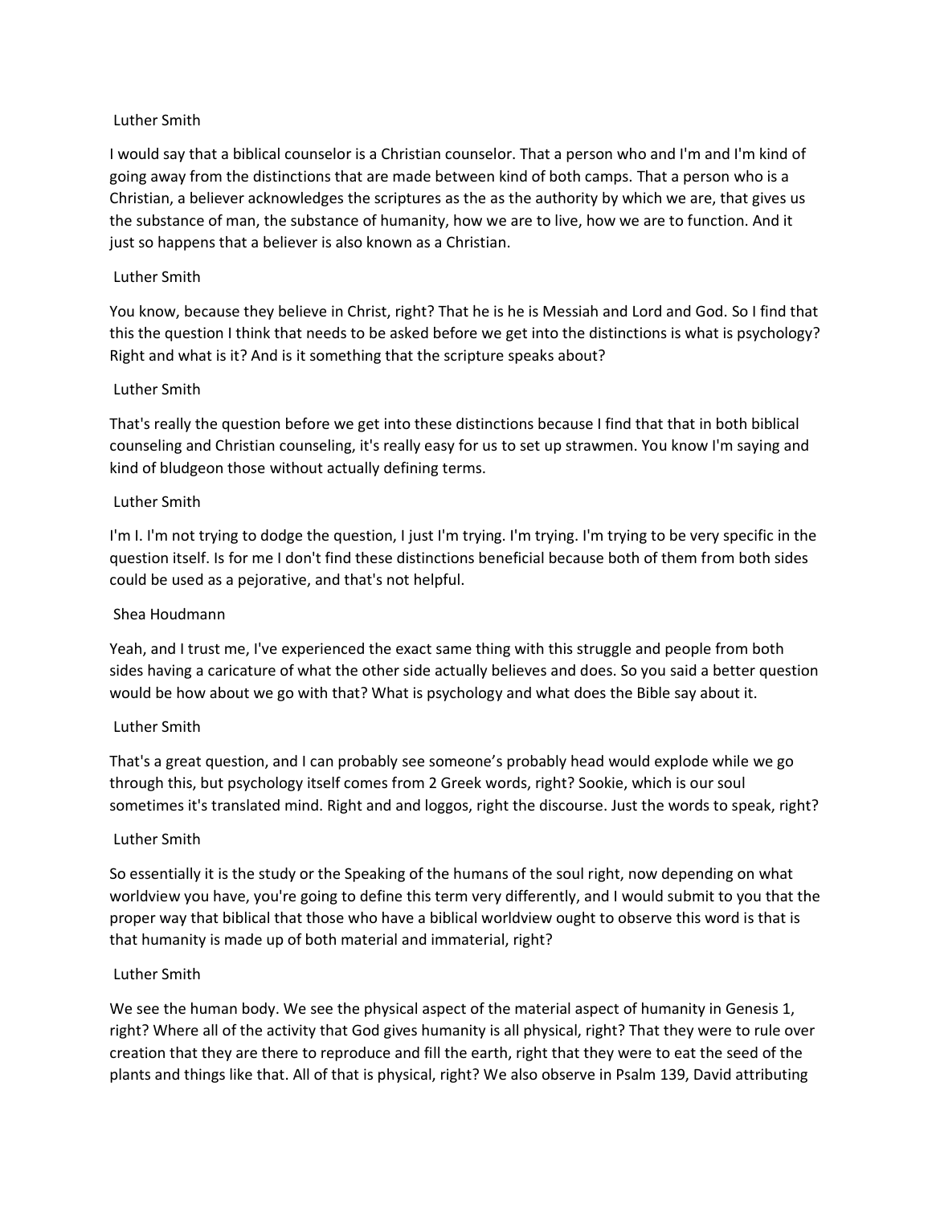Luther Smith

I would say that a biblical counselor is a Christian counselor. That a person who and I'm and I'm kind of going away from the distinctions that are made between kind of both camps. That a person who is a Christian, a believer acknowledges the scriptures as the as the authority by which we are, that gives us the substance of man, the substance of humanity, how we are to live, how we are to function. And it just so happens that a believer is also known as a Christian.

Luther Smith

You know, because they believe in Christ, right? That he is he is Messiah and Lord and God. So I find that this the question I think that needs to be asked before we get into the distinctions is what is psychology? Right and what is it? And is it something that the scripture speaks about?

Luther Smith

That's really the question before we get into these distinctions because I find that that in both biblical counseling and Christian counseling, it's really easy for us to set up strawmen. You know I'm saying and kind of bludgeon those without actually defining terms.

Luther Smith

I'm I. I'm not trying to dodge the question, I just I'm trying. I'm trying. I'm trying to be very specific in the question itself. Is for me I don't find these distinctions beneficial because both of them from both sides could be used as a pejorative, and that's not helpful.

Shea Houdmann

Yeah, and I trust me, I've experienced the exact same thing with this struggle and people from both sides having a caricature of what the other side actually believes and does. So you said a better question would be how about we go with that? What is psychology and what does the Bible say about it.

Luther Smith

That's a great question, and I can probably see someone's probably head would explode while we go through this, but psychology itself comes from 2 Greek words, right? Sookie, which is our soul sometimes it's translated mind. Right and and loggos, right the discourse. Just the words to speak, right?

Luther Smith

So essentially it is the study or the Speaking of the humans of the soul right, now depending on what worldview you have, you're going to define this term very differently, and I would submit to you that the proper way that biblical that those who have a biblical worldview ought to observe this word is that is that humanity is made up of both material and immaterial, right?

Luther Smith

We see the human body. We see the physical aspect of the material aspect of humanity in Genesis 1, right? Where all of the activity that God gives humanity is all physical, right? That they were to rule over creation that they are there to reproduce and fill the earth, right that they were to eat the seed of the plants and things like that. All of that is physical, right? We also observe in Psalm 139, David attributing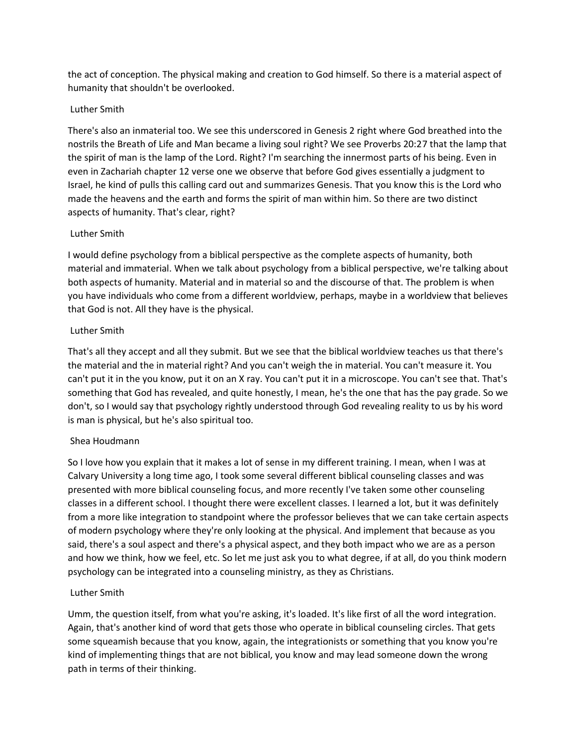the act of conception. The physical making and creation to God himself. So there is a material aspect of humanity that shouldn't be overlooked.

Luther Smith

There's also an inmaterial too. We see this underscored in Genesis 2 right where God breathed into the nostrils the Breath of Life and Man became a living soul right? We see Proverbs 20:27 that the lamp that the spirit of man is the lamp of the Lord. Right? I'm searching the innermost parts of his being. Even in even in Zachariah chapter 12 verse one we observe that before God gives essentially a judgment to Israel, he kind of pulls this calling card out and summarizes Genesis. That you know this is the Lord who made the heavens and the earth and forms the spirit of man within him. So there are two distinct aspects of humanity. That's clear, right?

Luther Smith

I would define psychology from a biblical perspective as the complete aspects of humanity, both material and immaterial. When we talk about psychology from a biblical perspective, we're talking about both aspects of humanity. Material and in material so and the discourse of that. The problem is when you have individuals who come from a different worldview, perhaps, maybe in a worldview that believes that God is not. All they have is the physical.

Luther Smith

That's all they accept and all they submit. But we see that the biblical worldview teaches us that there's the material and the in material right? And you can't weigh the in material. You can't measure it. You can't put it in the you know, put it on an X ray. You can't put it in a microscope. You can't see that. That's something that God has revealed, and quite honestly, I mean, he's the one that has the pay grade. So we don't, so I would say that psychology rightly understood through God revealing reality to us by his word is man is physical, but he's also spiritual too.

Shea Houdmann

So I love how you explain that it makes a lot of sense in my different training. I mean, when I was at Calvary University a long time ago, I took some several different biblical counseling classes and was presented with more biblical counseling focus, and more recently I've taken some other counseling classes in a different school. I thought there were excellent classes. I learned a lot, but it was definitely from a more like integration to standpoint where the professor believes that we can take certain aspects of modern psychology where they're only looking at the physical. And implement that because as you said, there's a soul aspect and there's a physical aspect, and they both impact who we are as a person and how we think, how we feel, etc. So let me just ask you to what degree, if at all, do you think modern psychology can be integrated into a counseling ministry, as they as Christians.

Luther Smith

Umm, the question itself, from what you're asking, it's loaded. It's like first of all the word integration. Again, that's another kind of word that gets those who operate in biblical counseling circles. That gets some squeamish because that you know, again, the integrationists or something that you know you're kind of implementing things that are not biblical, you know and may lead someone down the wrong path in terms of their thinking.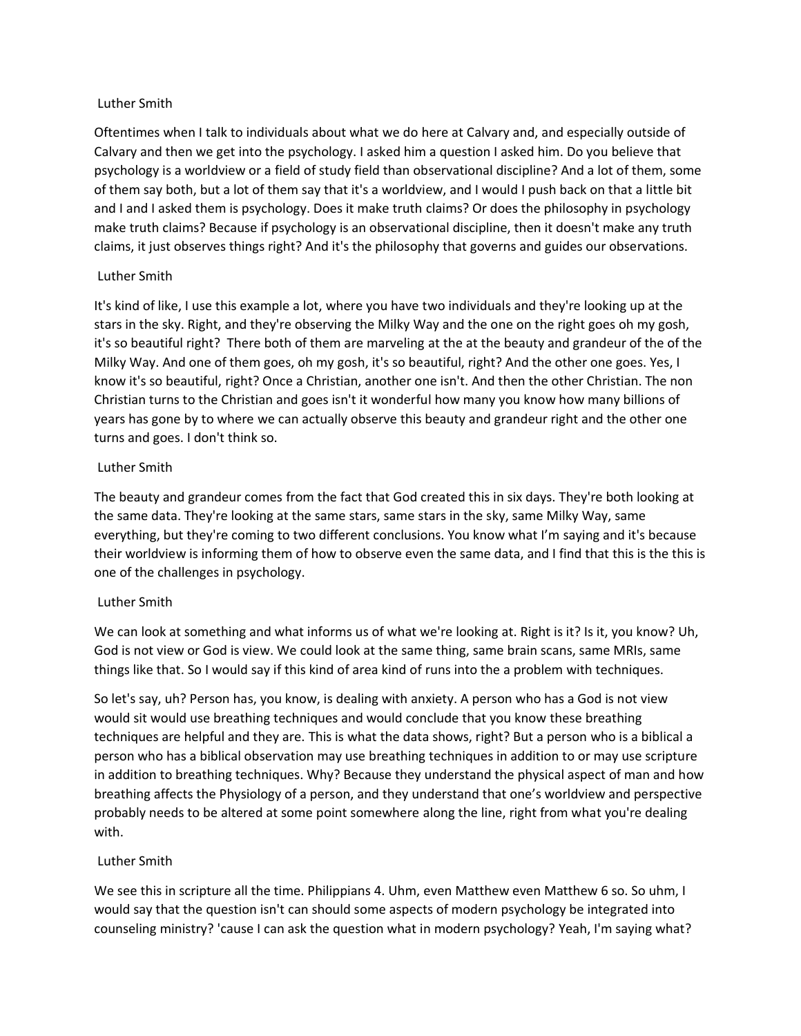Luther Smith

Oftentimes when I talk to individuals about what we do here at Calvary and, and especially outside of Calvary and then we get into the psychology. I asked him a question I asked him. Do you believe that psychology is a worldview or a field of study field than observational discipline? And a lot of them, some of them say both, but a lot of them say that it's a worldview, and I would I push back on that a little bit and I and I asked them is psychology. Does it make truth claims? Or does the philosophy in psychology make truth claims? Because if psychology is an observational discipline, then it doesn't make any truth claims, it just observes things right? And it's the philosophy that governs and guides our observations.

Luther Smith

It's kind of like, I use this example a lot, where you have two individuals and they're looking up at the stars in the sky. Right, and they're observing the Milky Way and the one on the right goes oh my gosh, it's so beautiful right? There both of them are marveling at the at the beauty and grandeur of the of the Milky Way. And one of them goes, oh my gosh, it's so beautiful, right? And the other one goes. Yes, I know it's so beautiful, right? Once a Christian, another one isn't. And then the other Christian. The non Christian turns to the Christian and goes isn't it wonderful how many you know how many billions of years has gone by to where we can actually observe this beauty and grandeur right and the other one turns and goes. I don't think so.

Luther Smith

The beauty and grandeur comes from the fact that God created this in six days. They're both looking at the same data. They're looking at the same stars, same stars in the sky, same Milky Way, same everything, but they're coming to two different conclusions. You know what I'm saying and it's because their worldview is informing them of how to observe even the same data, and I find that this is the this is one of the challenges in psychology.

Luther Smith

We can look at something and what informs us of what we're looking at. Right is it? Is it, you know? Uh, God is not view or God is view. We could look at the same thing, same brain scans, same MRIs, same things like that. So I would say if this kind of area kind of runs into the a problem with techniques.

So let's say, uh? Person has, you know, is dealing with anxiety. A person who has a God is not view would sit would use breathing techniques and would conclude that you know these breathing techniques are helpful and they are. This is what the data shows, right? But a person who is a biblical a person who has a biblical observation may use breathing techniques in addition to or may use scripture in addition to breathing techniques. Why? Because they understand the physical aspect of man and how breathing affects the Physiology of a person, and they understand that one's worldview and perspective probably needs to be altered at some point somewhere along the line, right from what you're dealing with.

Luther Smith

We see this in scripture all the time. Philippians 4. Uhm, even Matthew even Matthew 6 so. So uhm, I would say that the question isn't can should some aspects of modern psychology be integrated into counseling ministry? 'cause I can ask the question what in modern psychology? Yeah, I'm saying what?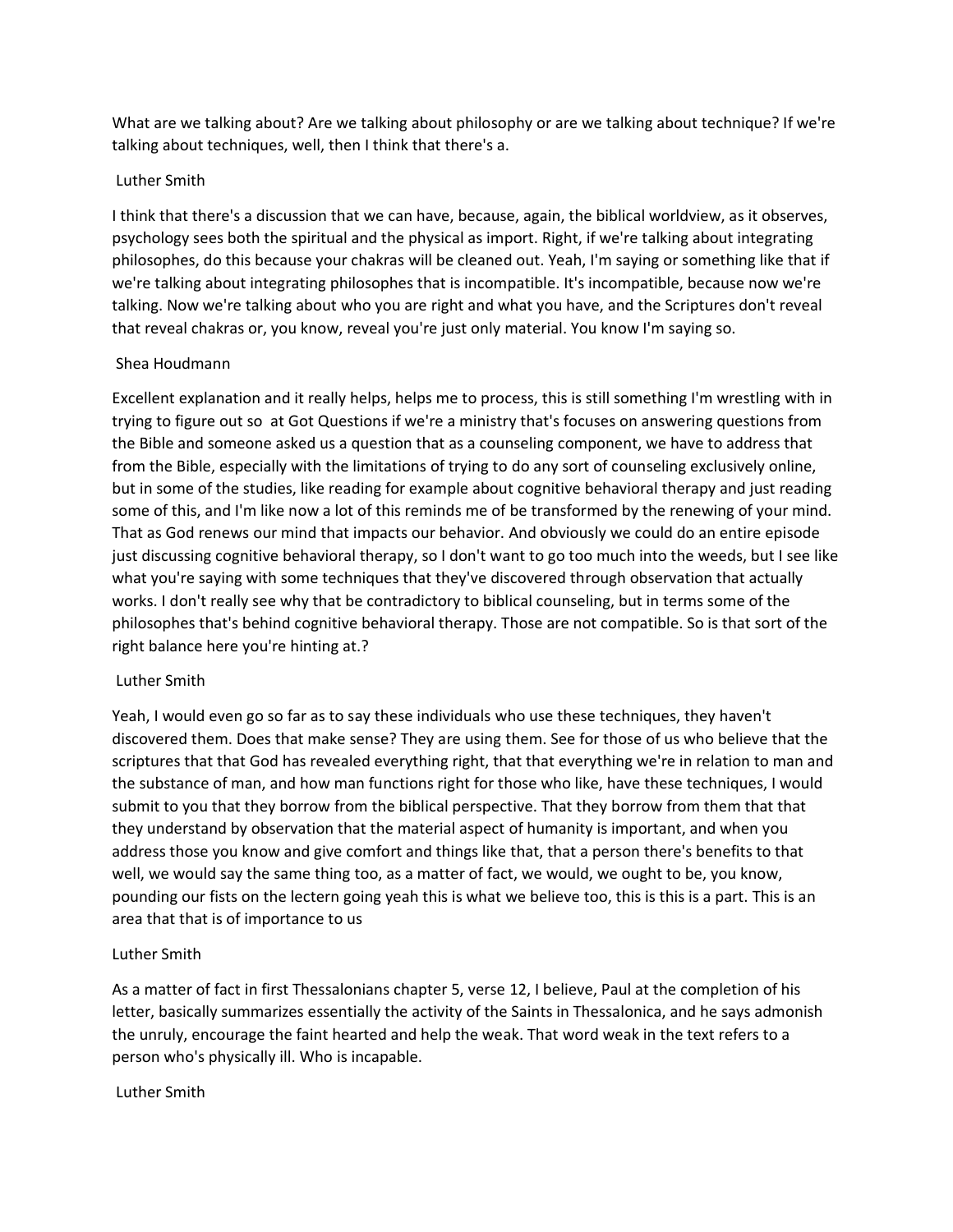What are we talking about? Are we talking about philosophy or are we talking about technique? If we're talking about techniques, well, then I think that there's a.

Luther Smith

I think that there's a discussion that we can have, because, again, the biblical worldview, as it observes, psychology sees both the spiritual and the physical as import. Right, if we're talking about integrating philosophes, do this because your chakras will be cleaned out. Yeah, I'm saying or something like that if we're talking about integrating philosophes that is incompatible. It's incompatible, because now we're talking. Now we're talking about who you are right and what you have, and the Scriptures don't reveal that reveal chakras or, you know, reveal you're just only material. You know I'm saying so.

Shea Houdmann

Excellent explanation and it really helps, helps me to process, this is still something I'm wrestling with in trying to figure out so at Got Questions if we're a ministry that's focuses on answering questions from the Bible and someone asked us a question that as a counseling component, we have to address that from the Bible, especially with the limitations of trying to do any sort of counseling exclusively online, but in some of the studies, like reading for example about cognitive behavioral therapy and just reading some of this, and I'm like now a lot of this reminds me of be transformed by the renewing of your mind. That as God renews our mind that impacts our behavior. And obviously we could do an entire episode just discussing cognitive behavioral therapy, so I don't want to go too much into the weeds, but I see like what you're saying with some techniques that they've discovered through observation that actually works. I don't really see why that be contradictory to biblical counseling, but in terms some of the philosophes that's behind cognitive behavioral therapy. Those are not compatible. So is that sort of the right balance here you're hinting at.?

Luther Smith

Yeah, I would even go so far as to say these individuals who use these techniques, they haven't discovered them. Does that make sense? They are using them. See for those of us who believe that the scriptures that that God has revealed everything right, that that everything we're in relation to man and the substance of man, and how man functions right for those who like, have these techniques, I would submit to you that they borrow from the biblical perspective. That they borrow from them that that they understand by observation that the material aspect of humanity is important, and when you address those you know and give comfort and things like that, that a person there's benefits to that well, we would say the same thing too, as a matter of fact, we would, we ought to be, you know, pounding our fists on the lectern going yeah this is what we believe too, this is this is a part. This is an area that that is of importance to us

Luther Smith

As a matter of fact in first Thessalonians chapter 5, verse 12, I believe, Paul at the completion of his letter, basically summarizes essentially the activity of the Saints in Thessalonica, and he says admonish the unruly, encourage the faint hearted and help the weak. That word weak in the text refers to a person who's physically ill. Who is incapable.

Luther Smith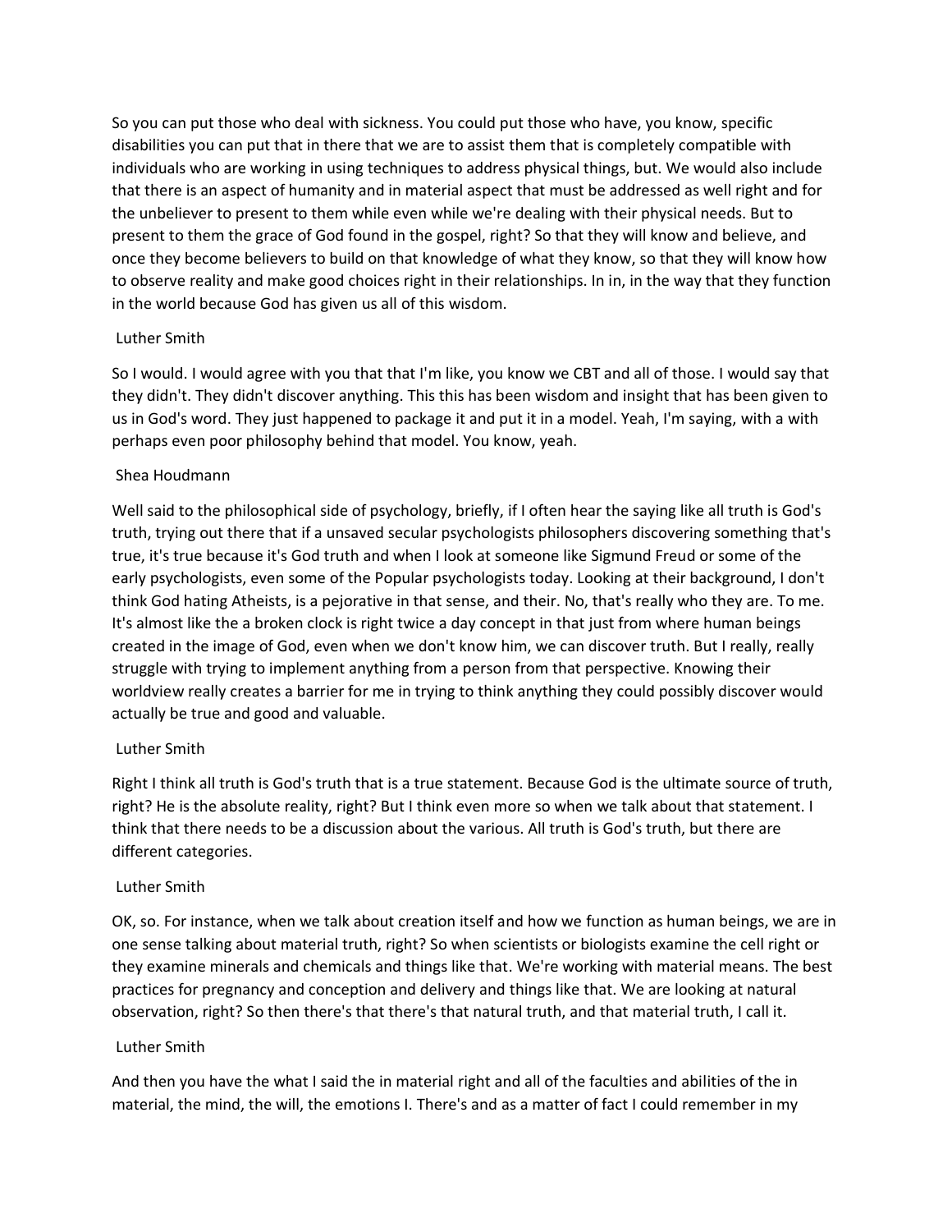So you can put those who deal with sickness. You could put those who have, you know, specific disabilities you can put that in there that we are to assist them that is completely compatible with individuals who are working in using techniques to address physical things, but. We would also include that there is an aspect of humanity and in material aspect that must be addressed as well right and for the unbeliever to present to them while even while we're dealing with their physical needs. But to present to them the grace of God found in the gospel, right? So that they will know and believe, and once they become believers to build on that knowledge of what they know, so that they will know how to observe reality and make good choices right in their relationships. In in, in the way that they function in the world because God has given us all of this wisdom.

Luther Smith

So I would. I would agree with you that that I'm like, you know we CBT and all of those. I would say that they didn't. They didn't discover anything. This this has been wisdom and insight that has been given to us in God's word. They just happened to package it and put it in a model. Yeah, I'm saying, with a with perhaps even poor philosophy behind that model. You know, yeah.

Shea Houdmann

Well said to the philosophical side of psychology, briefly, if I often hear the saying like all truth is God's truth, trying out there that if a unsaved secular psychologists philosophers discovering something that's true, it's true because it's God truth and when I look at someone like Sigmund Freud or some of the early psychologists, even some of the Popular psychologists today. Looking at their background, I don't think God hating Atheists, is a pejorative in that sense, and their. No, that's really who they are. To me. It's almost like the a broken clock is right twice a day concept in that just from where human beings created in the image of God, even when we don't know him, we can discover truth. But I really, really struggle with trying to implement anything from a person from that perspective. Knowing their worldview really creates a barrier for me in trying to think anything they could possibly discover would actually be true and good and valuable.

Luther Smith

Right I think all truth is God's truth that is a true statement. Because God is the ultimate source of truth, right? He is the absolute reality, right? But I think even more so when we talk about that statement. I think that there needs to be a discussion about the various. All truth is God's truth, but there are different categories.

Luther Smith

OK, so. For instance, when we talk about creation itself and how we function as human beings, we are in one sense talking about material truth, right? So when scientists or biologists examine the cell right or they examine minerals and chemicals and things like that. We're working with material means. The best practices for pregnancy and conception and delivery and things like that. We are looking at natural observation, right? So then there's that there's that natural truth, and that material truth, I call it.

Luther Smith

And then you have the what I said the in material right and all of the faculties and abilities of the in material, the mind, the will, the emotions I. There's and as a matter of fact I could remember in my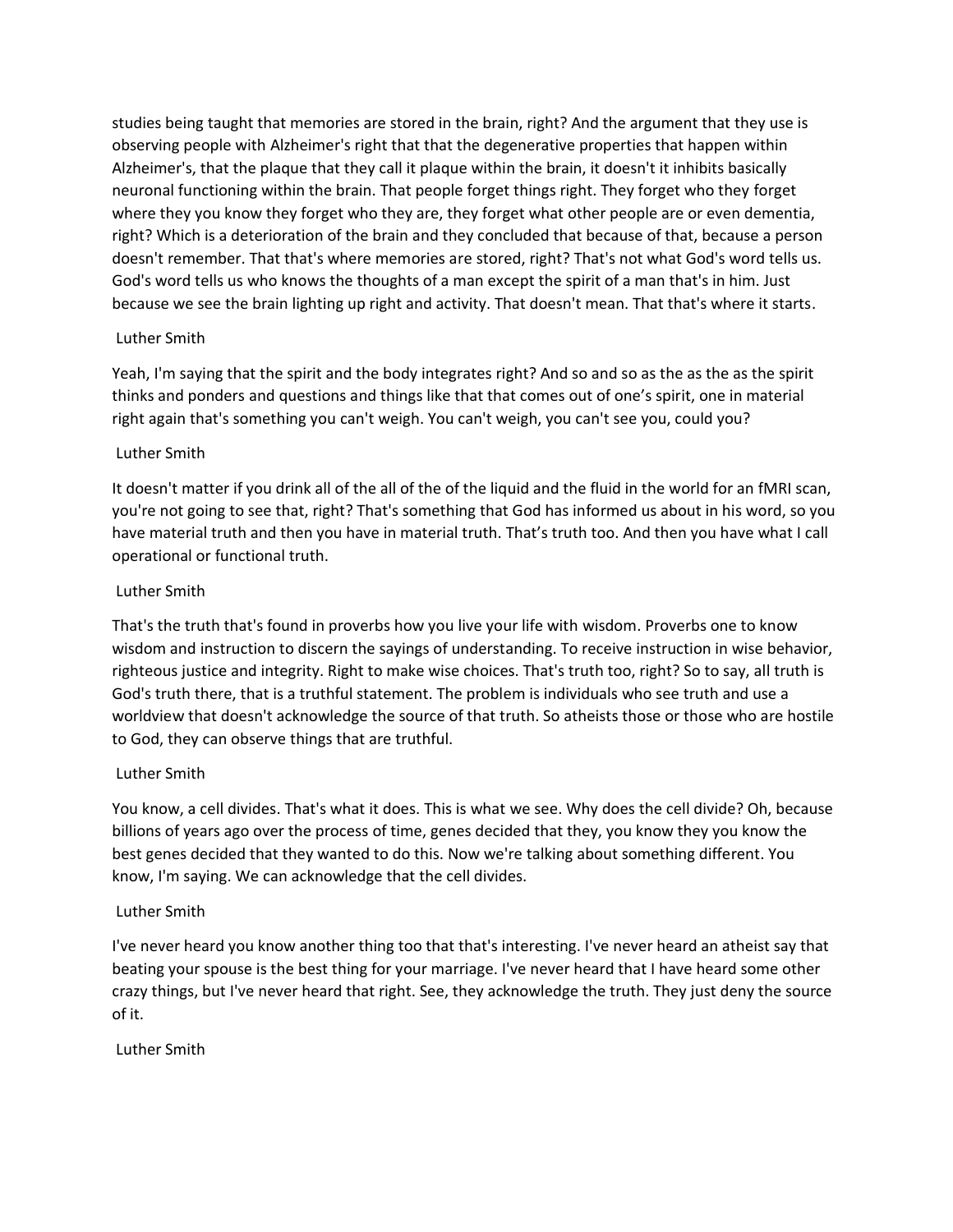studies being taught that memories are stored in the brain, right? And the argument that they use is observing people with Alzheimer's right that that the degenerative properties that happen within Alzheimer's, that the plaque that they call it plaque within the brain, it doesn't it inhibits basically neuronal functioning within the brain. That people forget things right. They forget who they forget where they you know they forget who they are, they forget what other people are or even dementia, right? Which is a deterioration of the brain and they concluded that because of that, because a person doesn't remember. That that's where memories are stored, right? That's not what God's word tells us. God's word tells us who knows the thoughts of a man except the spirit of a man that's in him. Just because we see the brain lighting up right and activity. That doesn't mean. That that's where it starts.

Luther Smith

Yeah, I'm saying that the spirit and the body integrates right? And so and so as the as the as the spirit thinks and ponders and questions and things like that that comes out of one's spirit, one in material right again that's something you can't weigh. You can't weigh, you can't see you, could you?

Luther Smith

It doesn't matter if you drink all of the all of the of the liquid and the fluid in the world for an fMRI scan, you're not going to see that, right? That's something that God has informed us about in his word, so you have material truth and then you have in material truth. That's truth too. And then you have what I call operational or functional truth.

Luther Smith

That's the truth that's found in proverbs how you live your life with wisdom. Proverbs one to know wisdom and instruction to discern the sayings of understanding. To receive instruction in wise behavior, righteous justice and integrity. Right to make wise choices. That's truth too, right? So to say, all truth is God's truth there, that is a truthful statement. The problem is individuals who see truth and use a worldview that doesn't acknowledge the source of that truth. So atheists those or those who are hostile to God, they can observe things that are truthful.

Luther Smith

You know, a cell divides. That's what it does. This is what we see. Why does the cell divide? Oh, because billions of years ago over the process of time, genes decided that they, you know they you know the best genes decided that they wanted to do this. Now we're talking about something different. You know, I'm saying. We can acknowledge that the cell divides.

Luther Smith

I've never heard you know another thing too that that's interesting. I've never heard an atheist say that beating your spouse is the best thing for your marriage. I've never heard that I have heard some other crazy things, but I've never heard that right. See, they acknowledge the truth. They just deny the source of it.

Luther Smith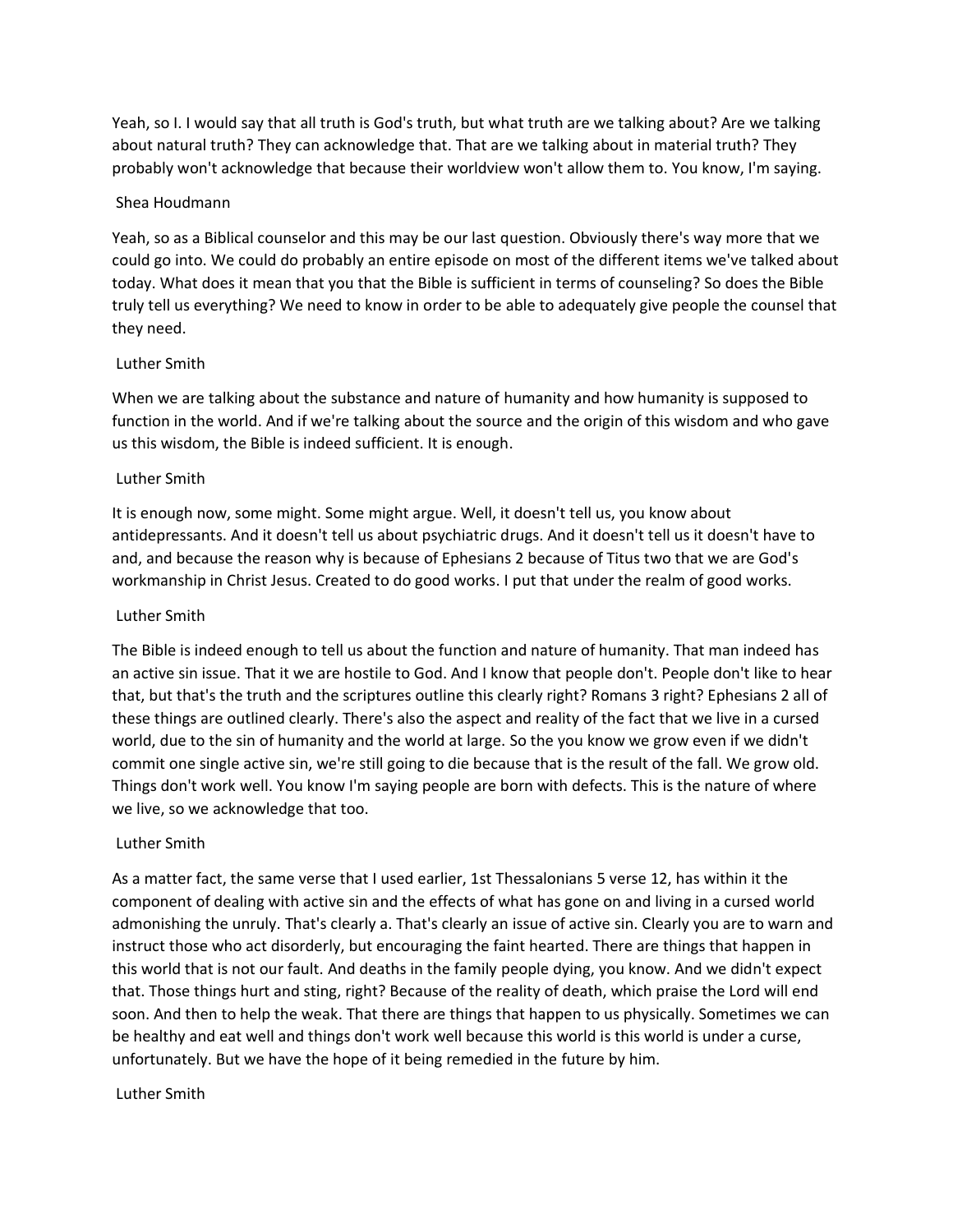Yeah, so I. I would say that all truth is God's truth, but what truth are we talking about? Are we talking about natural truth? They can acknowledge that. That are we talking about in material truth? They probably won't acknowledge that because their worldview won't allow them to. You know, I'm saying.

Shea Houdmann

Yeah, so as a Biblical counselor and this may be our last question. Obviously there's way more that we could go into. We could do probably an entire episode on most of the different items we've talked about today. What does it mean that you that the Bible is sufficient in terms of counseling? So does the Bible truly tell us everything? We need to know in order to be able to adequately give people the counsel that they need.

Luther Smith

When we are talking about the substance and nature of humanity and how humanity is supposed to function in the world. And if we're talking about the source and the origin of this wisdom and who gave us this wisdom, the Bible is indeed sufficient. It is enough.

Luther Smith

It is enough now, some might. Some might argue. Well, it doesn't tell us, you know about antidepressants. And it doesn't tell us about psychiatric drugs. And it doesn't tell us it doesn't have to and, and because the reason why is because of Ephesians 2 because of Titus two that we are God's workmanship in Christ Jesus. Created to do good works. I put that under the realm of good works.

Luther Smith

The Bible is indeed enough to tell us about the function and nature of humanity. That man indeed has an active sin issue. That it we are hostile to God. And I know that people don't. People don't like to hear that, but that's the truth and the scriptures outline this clearly right? Romans 3 right? Ephesians 2 all of these things are outlined clearly. There's also the aspect and reality of the fact that we live in a cursed world, due to the sin of humanity and the world at large. So the you know we grow even if we didn't commit one single active sin, we're still going to die because that is the result of the fall. We grow old. Things don't work well. You know I'm saying people are born with defects. This is the nature of where we live, so we acknowledge that too.

Luther Smith

As a matter fact, the same verse that I used earlier, 1st Thessalonians 5 verse 12, has within it the component of dealing with active sin and the effects of what has gone on and living in a cursed world admonishing the unruly. That's clearly a. That's clearly an issue of active sin. Clearly you are to warn and instruct those who act disorderly, but encouraging the faint hearted. There are things that happen in this world that is not our fault. And deaths in the family people dying, you know. And we didn't expect that. Those things hurt and sting, right? Because of the reality of death, which praise the Lord will end soon. And then to help the weak. That there are things that happen to us physically. Sometimes we can be healthy and eat well and things don't work well because this world is this world is under a curse, unfortunately. But we have the hope of it being remedied in the future by him.

Luther Smith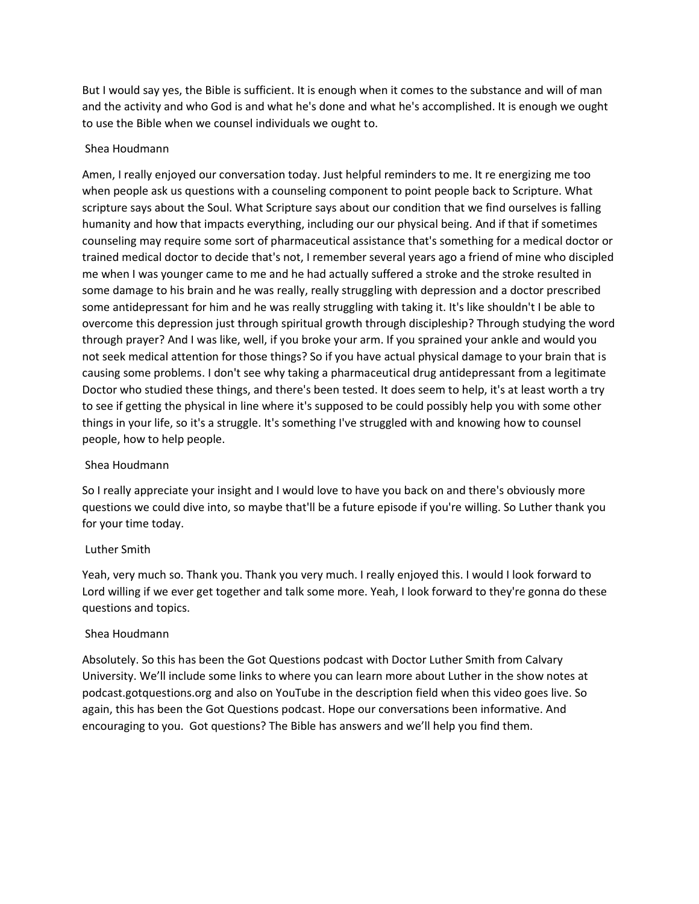But I would say yes, the Bible is sufficient. It is enough when it comes to the substance and will of man and the activity and who God is and what he's done and what he's accomplished. It is enough we ought to use the Bible when we counsel individuals we ought to.

Shea Houdmann

Amen, I really enjoyed our conversation today. Just helpful reminders to me. It re energizing me too when people ask us questions with a counseling component to point people back to Scripture. What scripture says about the Soul. What Scripture says about our condition that we find ourselves is falling humanity and how that impacts everything, including our our physical being. And if that if sometimes counseling may require some sort of pharmaceutical assistance that's something for a medical doctor or trained medical doctor to decide that's not, I remember several years ago a friend of mine who discipled me when I was younger came to me and he had actually suffered a stroke and the stroke resulted in some damage to his brain and he was really, really struggling with depression and a doctor prescribed some antidepressant for him and he was really struggling with taking it. It's like shouldn't I be able to overcome this depression just through spiritual growth through discipleship? Through studying the word through prayer? And I was like, well, if you broke your arm. If you sprained your ankle and would you not seek medical attention for those things? So if you have actual physical damage to your brain that is causing some problems. I don't see why taking a pharmaceutical drug antidepressant from a legitimate Doctor who studied these things, and there's been tested. It does seem to help, it's at least worth a try to see if getting the physical in line where it's supposed to be could possibly help you with some other things in your life, so it's a struggle. It's something I've struggled with and knowing how to counsel people, how to help people.

Shea Houdmann

So I really appreciate your insight and I would love to have you back on and there's obviously more questions we could dive into, so maybe that'll be a future episode if you're willing. So Luther thank you for your time today.

Luther Smith

Yeah, very much so. Thank you. Thank you very much. I really enjoyed this. I would I look forward to Lord willing if we ever get together and talk some more. Yeah, I look forward to they're gonna do these questions and topics.

Shea Houdmann

Absolutely. So this has been the Got Questions podcast with Doctor Luther Smith from Calvary University. We'll include some links to where you can learn more about Luther in the show notes at podcast.gotquestions.org and also on YouTube in the description field when this video goes live. So again, this has been the Got Questions podcast. Hope our conversations been informative. And encouraging to you. Got questions? The Bible has answers and we'll help you find them.